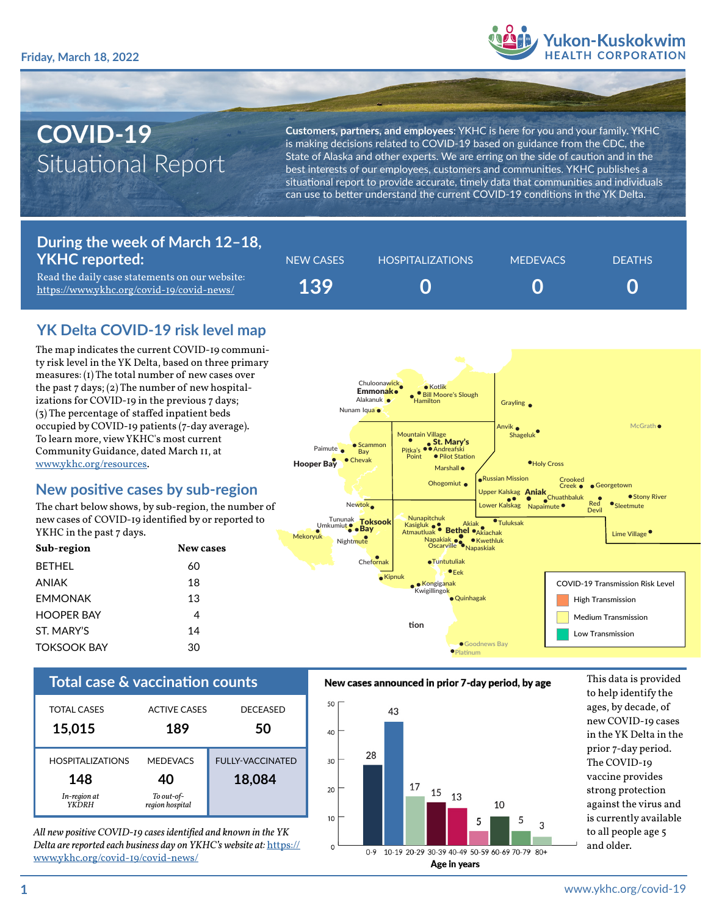Friday, March 18, 2022

Yukon-Kuskokwim HEALTH CORPORATION

# COVID-19 Situational Report

**Customers, partners, and employees**: YKHC is here for you and your family. YKHC is making decisions related to COVID-19 based on guidance from the CDC, the State of Alaska and other experts. We are erring on the side of caution and in the best interests of our employees, customers and communities. YKHC publishes a situational report to provide accurate, timely data that communities and individuals can use to better understand the current COVID-19 conditions in the YK Delta.

## During the week of March 12–18, YKHC reported:

Read the daily case statements on our website: https://www.ykhc.org/covid-19/covid-news/

| NEW CASES | HOSPITALIZATIONS | MEDEVACS | DEATHS |
|---|---|---|---|
| 139 | 0 | 0 | 0 |

## YK Delta COVID-19 risk level map

The map indicates the current COVID-19 community risk level in the YK Delta, based on three primary measures: (1) The total number of new cases over the past 7 days; (2) The number of new hospitalizations for COVID-19 in the previous 7 days; (3) The percentage of staffed inpatient beds occupied by COVID-19 patients (7-day average). To learn more, view YKHC's most current Community Guidance, dated March 11, at www.ykhc.org/resources.

COVID-19 Transmission Risk Level: High Transmission; Medium Transmission; Low Transmission

## New positive cases by sub-region

The chart below shows, by sub-region, the number of new cases of COVID-19 identified by or reported to YKHC in the past 7 days.

| Sub-region | New cases |
|---|---|
| BETHEL | 60 |
| ANIAK | 18 |
| EMMONAK | 13 |
| HOOPER BAY | 4 |
| ST. MARY'S | 14 |
| TOKSOOK BAY | 30 |

## Total case & vaccination counts

| TOTAL CASES | ACTIVE CASES | DECEASED |
|---|---|---|
| 15,015 | 189 | 50 |

| HOSPITALIZATIONS | MEDEVACS | FULLY-VACCINATED |
|---|---|---|
| 148 | 40 | 18,084 |
| *In-region at YKDRH* | *To out-of-region hospital* | |

*All new positive COVID-19 cases identified and known in the YK Delta are reported each business day on YKHC's website at: https://www.ykhc.org/covid-19/covid-news/*

## New cases announced in prior 7-day period, by age

| Age in years | New cases |
|---|---|
| 0-9 | 28 |
| 10-19 | 43 |
| 20-29 | 17 |
| 30-39 | 15 |
| 40-49 | 13 |
| 50-59 | 5 |
| 60-69 | 10 |
| 70-79 | 5 |
| 80+ | 3 |

This data is provided to help identify the ages, by decade, of new COVID-19 cases in the YK Delta in the prior 7-day period. The COVID-19 vaccine provides strong protection against the virus and is currently available to all people age 5 and older.

www.ykhc.org/covid-19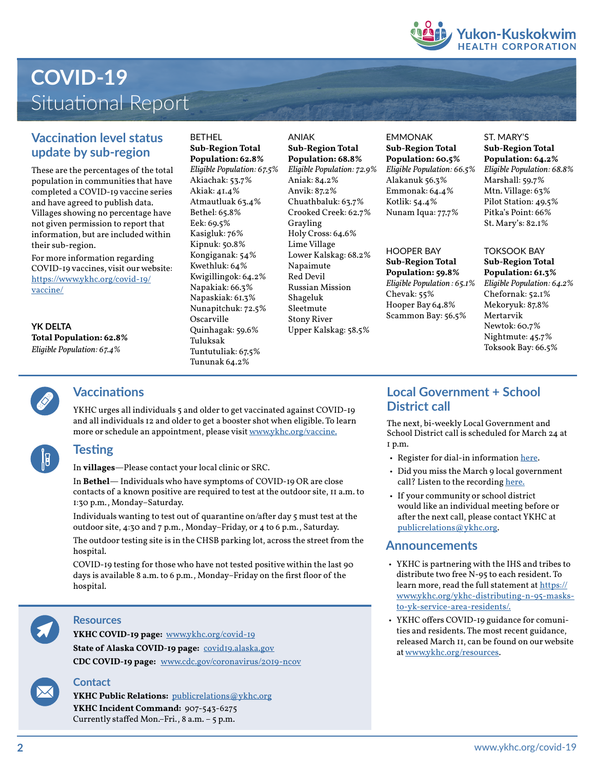# COVID-19
## Situational Report

## Vaccination level status update by sub-region

These are the percentages of the total population in communities that have completed a COVID-19 vaccine series and have agreed to publish data. Villages showing no percentage have not given permission to report that information, but are included within their sub-region.

For more information regarding COVID-19 vaccines, visit our website: https://www.ykhc.org/covid-19/vaccine/

**YK DELTA**
**Total Population: 62.8%**
*Eligible Population: 67.4%*

BETHEL
**Sub-Region Total Population: 62.8%**
*Eligible Population: 67.5%*
Akiachak: 53.7%
Akiak: 41.4%
Atmautluak 63.4%
Bethel: 65.8%
Eek: 69.5%
Kasigluk: 76%
Kipnuk: 50.8%
Kongiganak: 54%
Kwethluk: 64%
Kwigillingok: 64.2%
Napakiak: 66.3%
Napaskiak: 61.3%
Nunapitchuk: 72.5%
Oscarville
Quinhagak: 59.6%
Tuluksak
Tuntutuliak: 67.5%
Tununak 64.2%

ANIAK
**Sub-Region Total Population: 68.8%**
*Eligible Population: 72.9%*
Aniak: 84.2%
Anvik: 87.2%
Chuathbaluk: 63.7%
Crooked Creek: 62.7%
Grayling
Holy Cross: 64.6%
Lime Village
Lower Kalskag: 68.2%
Napaimute
Red Devil
Russian Mission
Shageluk
Sleetmute
Stony River
Upper Kalskag: 58.5%

EMMONAK
**Sub-Region Total Population: 60.5%**
*Eligible Population: 66.5%*
Alakanuk 56.3%
Emmonak: 64.4%
Kotlik: 54.4%
Nunam Iqua: 77.7%

HOOPER BAY
**Sub-Region Total Population: 59.8%**
*Eligible Population : 65.1%*
Chevak: 55%
Hooper Bay 64.8%
Scammon Bay: 56.5%

ST. MARY'S
**Sub-Region Total Population: 64.2%**
*Eligible Population: 68.8%*
Marshall: 59.7%
Mtn. Village: 63%
Pilot Station: 49.5%
Pitka's Point: 66%
St. Mary's: 82.1%

TOKSOOK BAY
**Sub-Region Total Population: 61.3%**
*Eligible Population: 64.2%*
Chefornak: 52.1%
Mekoryuk: 87.8%
Mertarvik
Newtok: 60.7%
Nightmute: 45.7%
Toksook Bay: 66.5%

## Vaccinations

YKHC urges all individuals 5 and older to get vaccinated against COVID-19 and all individuals 12 and older to get a booster shot when eligible. To learn more or schedule an appointment, please visit www.ykhc.org/vaccine.

## Testing

In **villages**—Please contact your local clinic or SRC.

In **Bethel**— Individuals who have symptoms of COVID-19 OR are close contacts of a known positive are required to test at the outdoor site, 11 a.m. to 1:30 p.m., Monday–Saturday.

Individuals wanting to test out of quarantine on/after day 5 must test at the outdoor site, 4:30 and 7 p.m., Monday–Friday, or 4 to 6 p.m., Saturday.

The outdoor testing site is in the CHSB parking lot, across the street from the hospital.

COVID-19 testing for those who have not tested positive within the last 90 days is available 8 a.m. to 6 p.m., Monday–Friday on the first floor of the hospital.

### Resources

**YKHC COVID-19 page:** www.ykhc.org/covid-19
**State of Alaska COVID-19 page:** covid19.alaska.gov
**CDC COVID-19 page:** www.cdc.gov/coronavirus/2019-ncov

### Contact

**YKHC Public Relations:** publicrelations@ykhc.org
**YKHC Incident Command:** 907-543-6275
Currently staffed Mon.–Fri., 8 a.m. – 5 p.m.

## Local Government + School District call

The next, bi-weekly Local Government and School District call is scheduled for March 24 at 1 p.m.

- Register for dial-in information here.
- Did you miss the March 9 local government call? Listen to the recording here.
- If your community or school district would like an individual meeting before or after the next call, please contact YKHC at publicrelations@ykhc.org.

## Announcements

- YKHC is partnering with the IHS and tribes to distribute two free N-95 to each resident. To learn more, read the full statement at https://www.ykhc.org/ykhc-distributing-n-95-masks-to-yk-service-area-residents/.
- YKHC offers COVID-19 guidance for comunities and residents. The most recent guidance, released March 11, can be found on our website at www.ykhc.org/resources.